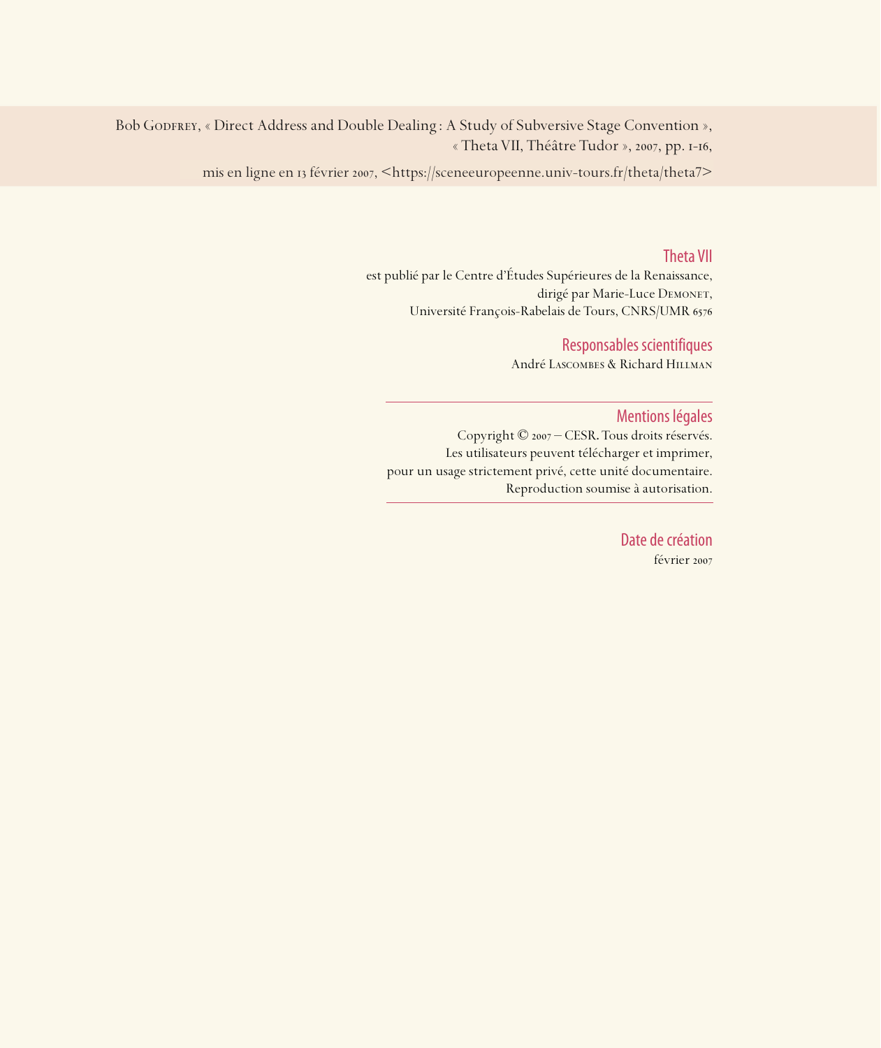Bob Godfrey, « Direct Address and Double Dealing : A Study of Subversive Stage Convention », « Theta VII, Théâtre Tudor », 2007, pp. 1-16,

mis en ligne en 13 février 2007, <https://sceneeuropeenne.univ-tours.fr/theta/theta7>

### Theta VII

est publié par le Centre d'Études Supérieures de la Renaissance, dirigé par Marie-Luce Demonet, Université François-Rabelais de Tours, CNRS/UMR 6576

### Responsables scientifiques

André Lascombes & Richard Hillman

---

### Mentions légales

Copyright © 2007 – CESR. Tous droits réservés.
Les utilisateurs peuvent télécharger et imprimer, pour un usage strictement privé, cette unité documentaire.
Reproduction soumise à autorisation.

---

### Date de création

février 2007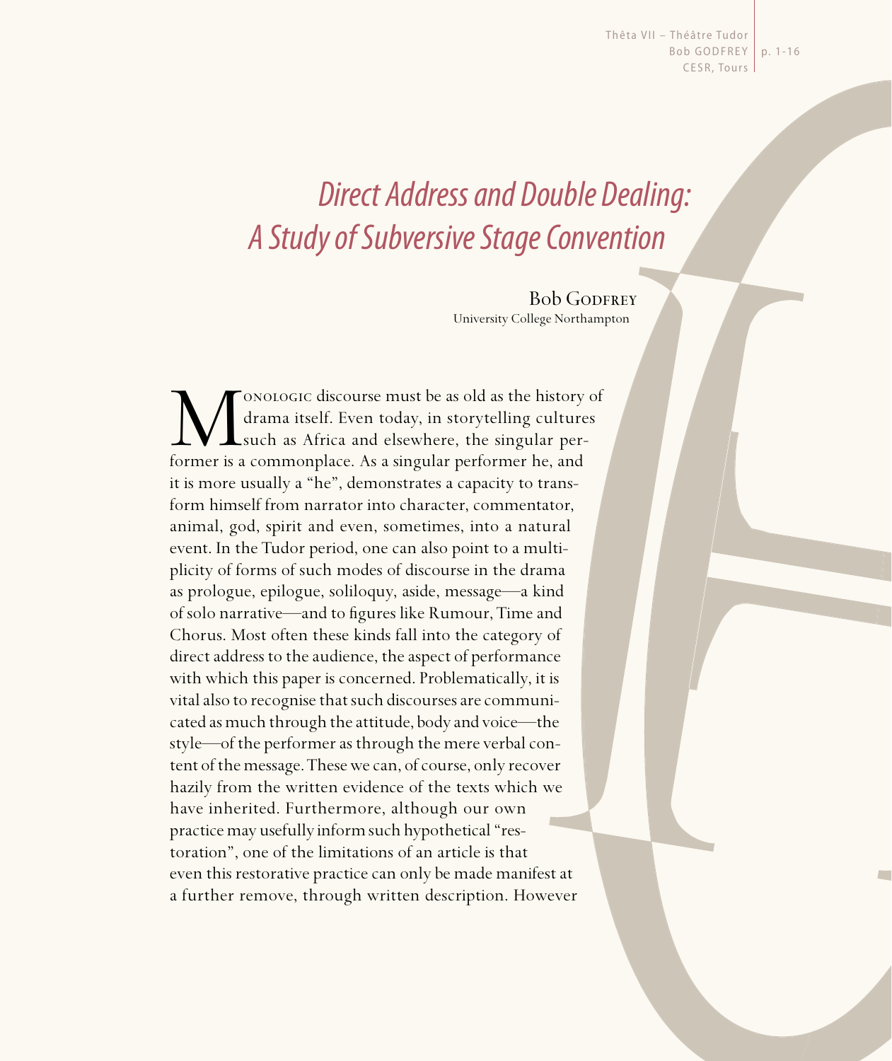# *Direct Address and Double Dealing: A Study of Subversive Stage Convention*

Bob Godfrey
University College Northampton

Monologic discourse must be as old as the history of drama itself. Even today, in storytelling cultures such as Africa and elsewhere, the singular performer is a commonplace. As a singular performer he, and it is more usually a "he", demonstrates a capacity to transform himself from narrator into character, commentator, animal, god, spirit and even, sometimes, into a natural event. In the Tudor period, one can also point to a multiplicity of forms of such modes of discourse in the drama as prologue, epilogue, soliloquy, aside, message—a kind of solo narrative—and to figures like Rumour, Time and Chorus. Most often these kinds fall into the category of direct address to the audience, the aspect of performance with which this paper is concerned. Problematically, it is vital also to recognise that such discourses are communicated as much through the attitude, body and voice—the style—of the performer as through the mere verbal content of the message. These we can, of course, only recover hazily from the written evidence of the texts which we have inherited. Furthermore, although our own practice may usefully inform such hypothetical "restoration", one of the limitations of an article is that even this restorative practice can only be made manifest at a further remove, through written description. However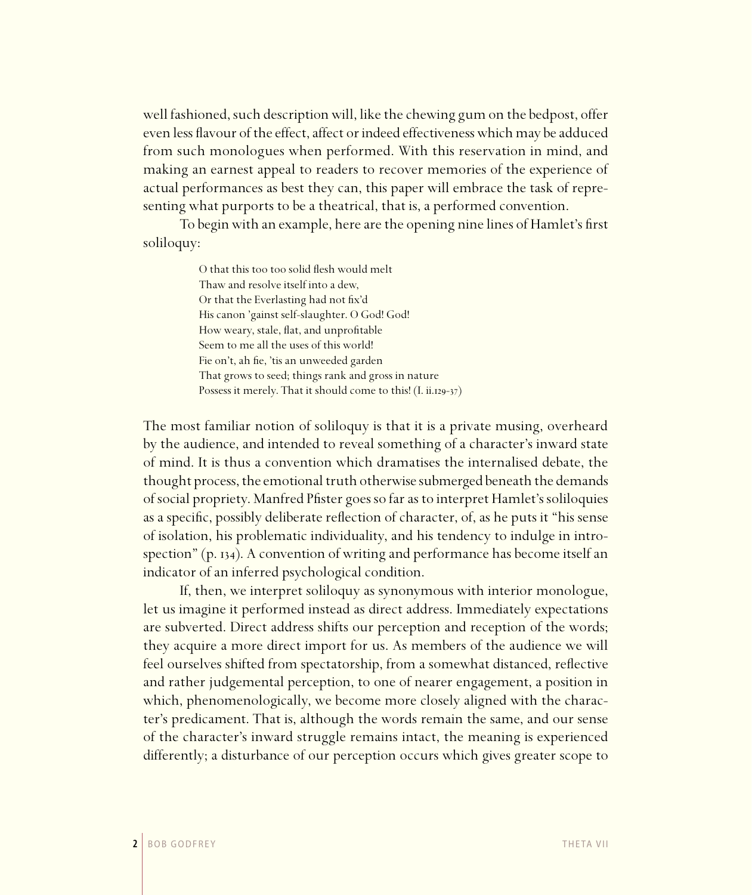well fashioned, such description will, like the chewing gum on the bedpost, offer even less flavour of the effect, affect or indeed effectiveness which may be adduced from such monologues when performed. With this reservation in mind, and making an earnest appeal to readers to recover memories of the experience of actual performances as best they can, this paper will embrace the task of representing what purports to be a theatrical, that is, a performed convention.

To begin with an example, here are the opening nine lines of Hamlet's first soliloquy:

> O that this too too solid flesh would melt
> Thaw and resolve itself into a dew,
> Or that the Everlasting had not fix'd
> His canon 'gainst self-slaughter. O God! God!
> How weary, stale, flat, and unprofitable
> Seem to me all the uses of this world!
> Fie on't, ah fie, 'tis an unweeded garden
> That grows to seed; things rank and gross in nature
> Possess it merely. That it should come to this! (I. ii.129-37)

The most familiar notion of soliloquy is that it is a private musing, overheard by the audience, and intended to reveal something of a character's inward state of mind. It is thus a convention which dramatises the internalised debate, the thought process, the emotional truth otherwise submerged beneath the demands of social propriety. Manfred Pfister goes so far as to interpret Hamlet's soliloquies as a specific, possibly deliberate reflection of character, of, as he puts it "his sense of isolation, his problematic individuality, and his tendency to indulge in introspection" (p. 134). A convention of writing and performance has become itself an indicator of an inferred psychological condition.

If, then, we interpret soliloquy as synonymous with interior monologue, let us imagine it performed instead as direct address. Immediately expectations are subverted. Direct address shifts our perception and reception of the words; they acquire a more direct import for us. As members of the audience we will feel ourselves shifted from spectatorship, from a somewhat distanced, reflective and rather judgemental perception, to one of nearer engagement, a position in which, phenomenologically, we become more closely aligned with the character's predicament. That is, although the words remain the same, and our sense of the character's inward struggle remains intact, the meaning is experienced differently; a disturbance of our perception occurs which gives greater scope to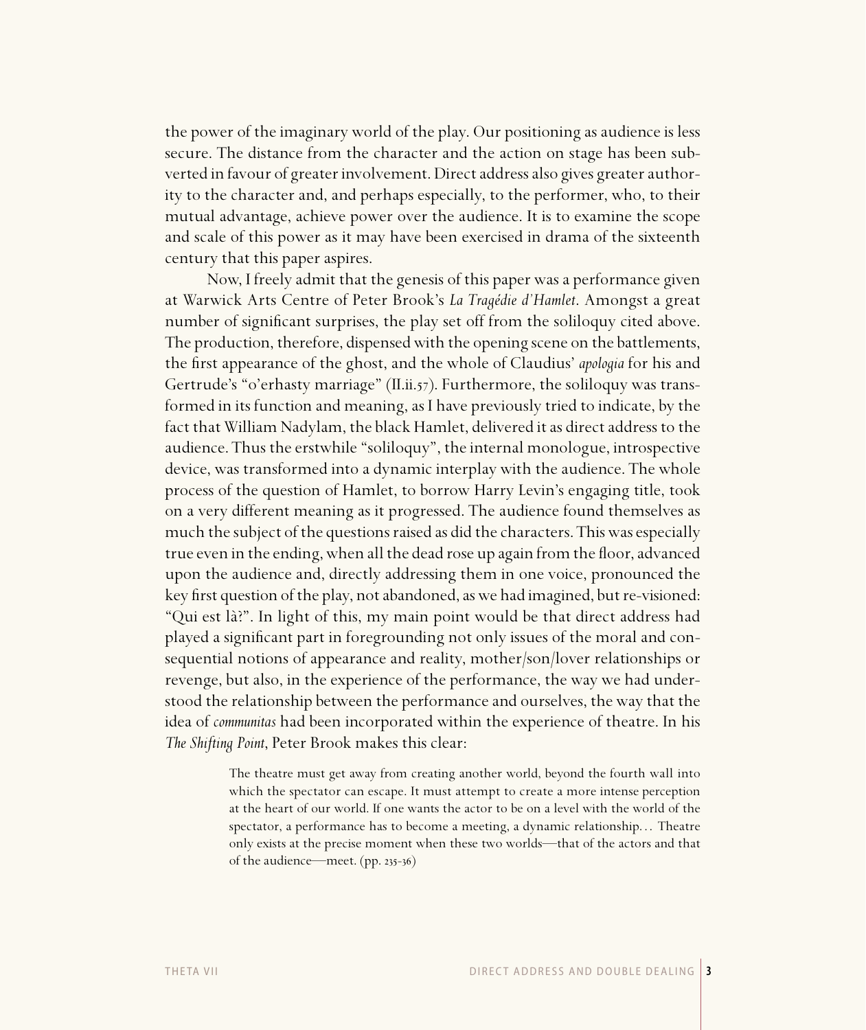the power of the imaginary world of the play. Our positioning as audience is less secure. The distance from the character and the action on stage has been subverted in favour of greater involvement. Direct address also gives greater authority to the character and, and perhaps especially, to the performer, who, to their mutual advantage, achieve power over the audience. It is to examine the scope and scale of this power as it may have been exercised in drama of the sixteenth century that this paper aspires.

Now, I freely admit that the genesis of this paper was a performance given at Warwick Arts Centre of Peter Brook's *La Tragédie d'Hamlet*. Amongst a great number of significant surprises, the play set off from the soliloquy cited above. The production, therefore, dispensed with the opening scene on the battlements, the first appearance of the ghost, and the whole of Claudius' *apologia* for his and Gertrude's "o'erhasty marriage" (II.ii.57). Furthermore, the soliloquy was transformed in its function and meaning, as I have previously tried to indicate, by the fact that William Nadylam, the black Hamlet, delivered it as direct address to the audience. Thus the erstwhile "soliloquy", the internal monologue, introspective device, was transformed into a dynamic interplay with the audience. The whole process of the question of Hamlet, to borrow Harry Levin's engaging title, took on a very different meaning as it progressed. The audience found themselves as much the subject of the questions raised as did the characters. This was especially true even in the ending, when all the dead rose up again from the floor, advanced upon the audience and, directly addressing them in one voice, pronounced the key first question of the play, not abandoned, as we had imagined, but re-visioned: "Qui est là?". In light of this, my main point would be that direct address had played a significant part in foregrounding not only issues of the moral and consequential notions of appearance and reality, mother/son/lover relationships or revenge, but also, in the experience of the performance, the way we had understood the relationship between the performance and ourselves, the way that the idea of *communitas* had been incorporated within the experience of theatre. In his *The Shifting Point*, Peter Brook makes this clear:

> The theatre must get away from creating another world, beyond the fourth wall into which the spectator can escape. It must attempt to create a more intense perception at the heart of our world. If one wants the actor to be on a level with the world of the spectator, a performance has to become a meeting, a dynamic relationship... Theatre only exists at the precise moment when these two worlds—that of the actors and that of the audience—meet. (pp. 235-36)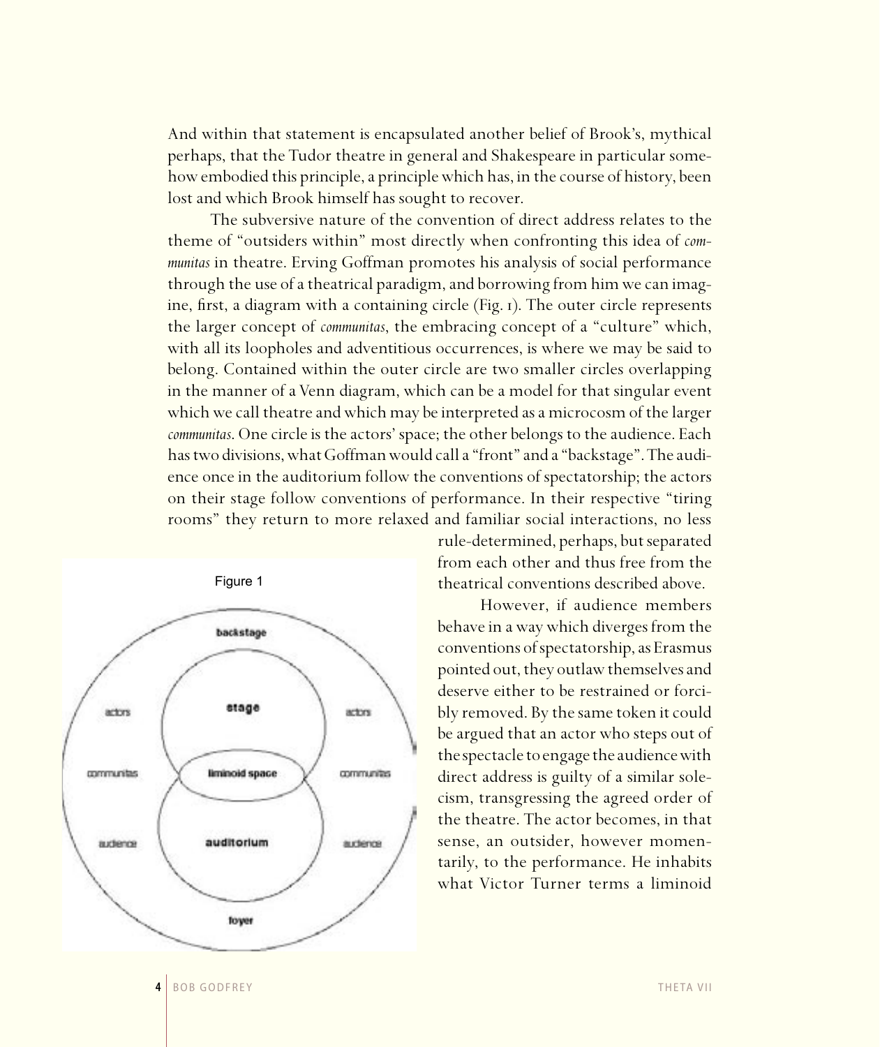And within that statement is encapsulated another belief of Brook's, mythical perhaps, that the Tudor theatre in general and Shakespeare in particular somehow embodied this principle, a principle which has, in the course of history, been lost and which Brook himself has sought to recover.

The subversive nature of the convention of direct address relates to the theme of "outsiders within" most directly when confronting this idea of *communitas* in theatre. Erving Goffman promotes his analysis of social performance through the use of a theatrical paradigm, and borrowing from him we can imagine, first, a diagram with a containing circle (Fig. 1). The outer circle represents the larger concept of *communitas*, the embracing concept of a "culture" which, with all its loopholes and adventitious occurrences, is where we may be said to belong. Contained within the outer circle are two smaller circles overlapping in the manner of a Venn diagram, which can be a model for that singular event which we call theatre and which may be interpreted as a microcosm of the larger *communitas*. One circle is the actors' space; the other belongs to the audience. Each has two divisions, what Goffman would call a "front" and a "backstage". The audience once in the auditorium follow the conventions of spectatorship; the actors on their stage follow conventions of performance. In their respective "tiring rooms" they return to more relaxed and familiar social interactions, no less rule-determined, perhaps, but separated from each other and thus free from the theatrical conventions described above.

Figure 1

backstage

actors | stage | actors

communitas | liminoid space | communitas

audience | auditorium | audience

foyer

However, if audience members behave in a way which diverges from the conventions of spectatorship, as Erasmus pointed out, they outlaw themselves and deserve either to be restrained or forcibly removed. By the same token it could be argued that an actor who steps out of the spectacle to engage the audience with direct address is guilty of a similar solecism, transgressing the agreed order of the theatre. The actor becomes, in that sense, an outsider, however momentarily, to the performance. He inhabits what Victor Turner terms a liminoid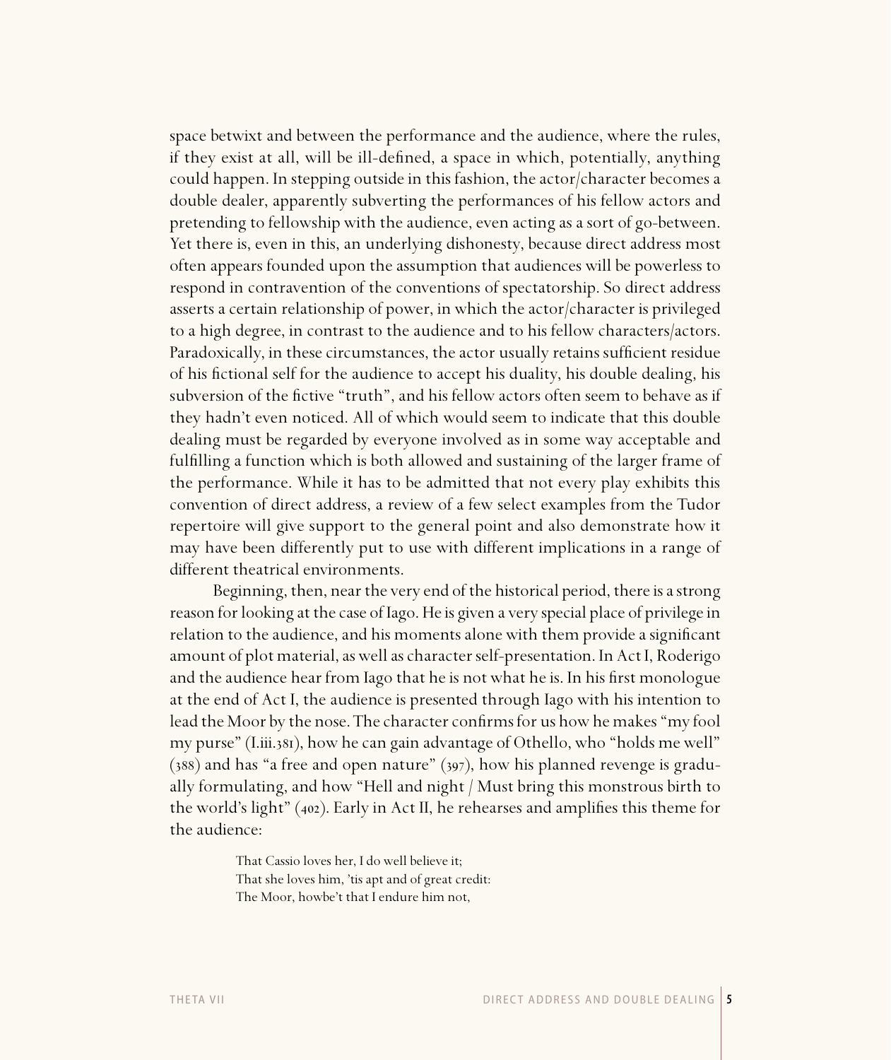space betwixt and between the performance and the audience, where the rules, if they exist at all, will be ill-defined, a space in which, potentially, anything could happen. In stepping outside in this fashion, the actor/character becomes a double dealer, apparently subverting the performances of his fellow actors and pretending to fellowship with the audience, even acting as a sort of go-between. Yet there is, even in this, an underlying dishonesty, because direct address most often appears founded upon the assumption that audiences will be powerless to respond in contravention of the conventions of spectatorship. So direct address asserts a certain relationship of power, in which the actor/character is privileged to a high degree, in contrast to the audience and to his fellow characters/actors. Paradoxically, in these circumstances, the actor usually retains sufficient residue of his fictional self for the audience to accept his duality, his double dealing, his subversion of the fictive "truth", and his fellow actors often seem to behave as if they hadn't even noticed. All of which would seem to indicate that this double dealing must be regarded by everyone involved as in some way acceptable and fulfilling a function which is both allowed and sustaining of the larger frame of the performance. While it has to be admitted that not every play exhibits this convention of direct address, a review of a few select examples from the Tudor repertoire will give support to the general point and also demonstrate how it may have been differently put to use with different implications in a range of different theatrical environments.

Beginning, then, near the very end of the historical period, there is a strong reason for looking at the case of Iago. He is given a very special place of privilege in relation to the audience, and his moments alone with them provide a significant amount of plot material, as well as character self-presentation. In Act I, Roderigo and the audience hear from Iago that he is not what he is. In his first monologue at the end of Act I, the audience is presented through Iago with his intention to lead the Moor by the nose. The character confirms for us how he makes "my fool my purse" (I.iii.381), how he can gain advantage of Othello, who "holds me well" (388) and has "a free and open nature" (397), how his planned revenge is gradually formulating, and how "Hell and night / Must bring this monstrous birth to the world's light" (402). Early in Act II, he rehearses and amplifies this theme for the audience:

> That Cassio loves her, I do well believe it;
> That she loves him, 'tis apt and of great credit:
> The Moor, howbe't that I endure him not,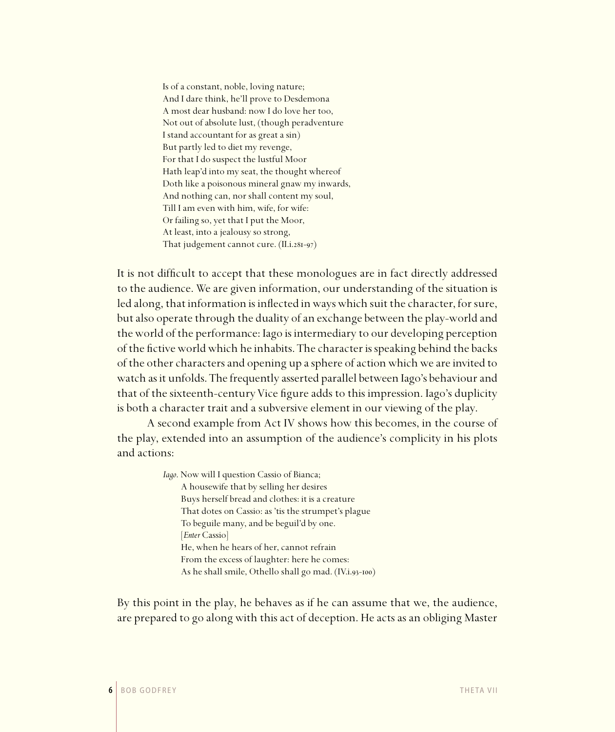Is of a constant, noble, loving nature;  
And I dare think, he'll prove to Desdemona  
A most dear husband: now I do love her too,  
Not out of absolute lust, (though peradventure  
I stand accountant for as great a sin)  
But partly led to diet my revenge,  
For that I do suspect the lustful Moor  
Hath leap'd into my seat, the thought whereof  
Doth like a poisonous mineral gnaw my inwards,  
And nothing can, nor shall content my soul,  
Till I am even with him, wife, for wife:  
Or failing so, yet that I put the Moor,  
At least, into a jealousy so strong,  
That judgement cannot cure. (II.i.281-97)

It is not difficult to accept that these monologues are in fact directly addressed to the audience. We are given information, our understanding of the situation is led along, that information is inflected in ways which suit the character, for sure, but also operate through the duality of an exchange between the play-world and the world of the performance: Iago is intermediary to our developing perception of the fictive world which he inhabits. The character is speaking behind the backs of the other characters and opening up a sphere of action which we are invited to watch as it unfolds. The frequently asserted parallel between Iago's behaviour and that of the sixteenth-century Vice figure adds to this impression. Iago's duplicity is both a character trait and a subversive element in our viewing of the play.

A second example from Act IV shows how this becomes, in the course of the play, extended into an assumption of the audience's complicity in his plots and actions:

*Iago*. Now will I question Cassio of Bianca;  
A housewife that by selling her desires  
Buys herself bread and clothes: it is a creature  
That dotes on Cassio: as 'tis the strumpet's plague  
To beguile many, and be beguil'd by one.  
[*Enter* Cassio]  
He, when he hears of her, cannot refrain  
From the excess of laughter: here he comes:  
As he shall smile, Othello shall go mad. (IV.i.93-100)

By this point in the play, he behaves as if he can assume that we, the audience, are prepared to go along with this act of deception. He acts as an obliging Master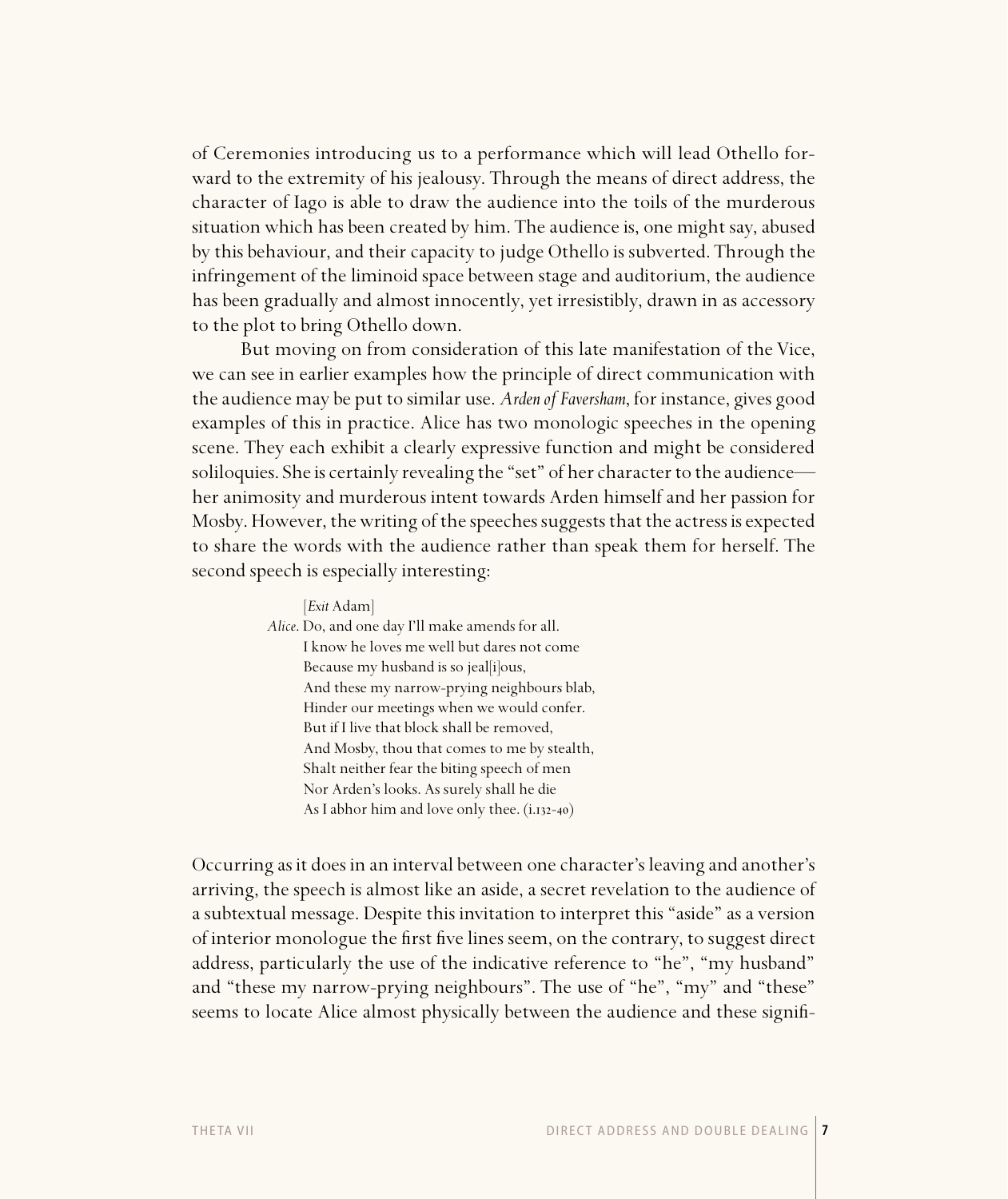of Ceremonies introducing us to a performance which will lead Othello forward to the extremity of his jealousy. Through the means of direct address, the character of Iago is able to draw the audience into the toils of the murderous situation which has been created by him. The audience is, one might say, abused by this behaviour, and their capacity to judge Othello is subverted. Through the infringement of the liminoid space between stage and auditorium, the audience has been gradually and almost innocently, yet irresistibly, drawn in as accessory to the plot to bring Othello down.

But moving on from consideration of this late manifestation of the Vice, we can see in earlier examples how the principle of direct communication with the audience may be put to similar use. *Arden of Faversham*, for instance, gives good examples of this in practice. Alice has two monologic speeches in the opening scene. They each exhibit a clearly expressive function and might be considered soliloquies. She is certainly revealing the "set" of her character to the audience—her animosity and murderous intent towards Arden himself and her passion for Mosby. However, the writing of the speeches suggests that the actress is expected to share the words with the audience rather than speak them for herself. The second speech is especially interesting:

> [*Exit* Adam]
> *Alice*. Do, and one day I'll make amends for all.
> I know he loves me well but dares not come
> Because my husband is so jeal[i]ous,
> And these my narrow-prying neighbours blab,
> Hinder our meetings when we would confer.
> But if I live that block shall be removed,
> And Mosby, thou that comes to me by stealth,
> Shalt neither fear the biting speech of men
> Nor Arden's looks. As surely shall he die
> As I abhor him and love only thee. (i.132-40)

Occurring as it does in an interval between one character's leaving and another's arriving, the speech is almost like an aside, a secret revelation to the audience of a subtextual message. Despite this invitation to interpret this "aside" as a version of interior monologue the first five lines seem, on the contrary, to suggest direct address, particularly the use of the indicative reference to "he", "my husband" and "these my narrow-prying neighbours". The use of "he", "my" and "these" seems to locate Alice almost physically between the audience and these signifi-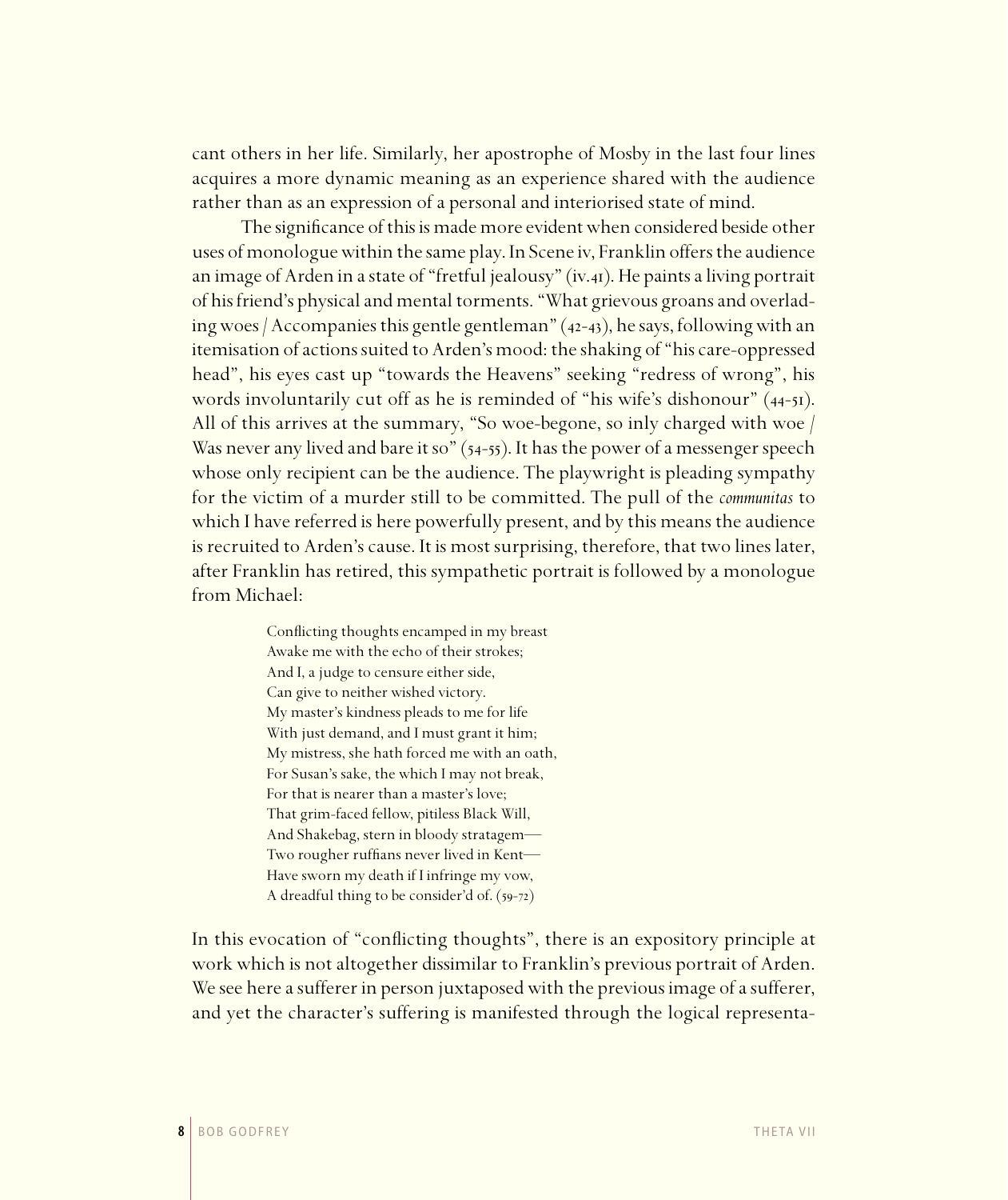cant others in her life. Similarly, her apostrophe of Mosby in the last four lines acquires a more dynamic meaning as an experience shared with the audience rather than as an expression of a personal and interiorised state of mind.

The significance of this is made more evident when considered beside other uses of monologue within the same play. In Scene iv, Franklin offers the audience an image of Arden in a state of "fretful jealousy" (iv.41). He paints a living portrait of his friend's physical and mental torments. "What grievous groans and overlading woes / Accompanies this gentle gentleman" (42-43), he says, following with an itemisation of actions suited to Arden's mood: the shaking of "his care-oppressed head", his eyes cast up "towards the Heavens" seeking "redress of wrong", his words involuntarily cut off as he is reminded of "his wife's dishonour" (44-51). All of this arrives at the summary, "So woe-begone, so inly charged with woe / Was never any lived and bare it so" (54-55). It has the power of a messenger speech whose only recipient can be the audience. The playwright is pleading sympathy for the victim of a murder still to be committed. The pull of the *communitas* to which I have referred is here powerfully present, and by this means the audience is recruited to Arden's cause. It is most surprising, therefore, that two lines later, after Franklin has retired, this sympathetic portrait is followed by a monologue from Michael:

> Conflicting thoughts encamped in my breast
> Awake me with the echo of their strokes;
> And I, a judge to censure either side,
> Can give to neither wished victory.
> My master's kindness pleads to me for life
> With just demand, and I must grant it him;
> My mistress, she hath forced me with an oath,
> For Susan's sake, the which I may not break,
> For that is nearer than a master's love;
> That grim-faced fellow, pitiless Black Will,
> And Shakebag, stern in bloody stratagem—
> Two rougher ruffians never lived in Kent—
> Have sworn my death if I infringe my vow,
> A dreadful thing to be consider'd of. (59-72)

In this evocation of "conflicting thoughts", there is an expository principle at work which is not altogether dissimilar to Franklin's previous portrait of Arden. We see here a sufferer in person juxtaposed with the previous image of a sufferer, and yet the character's suffering is manifested through the logical representa-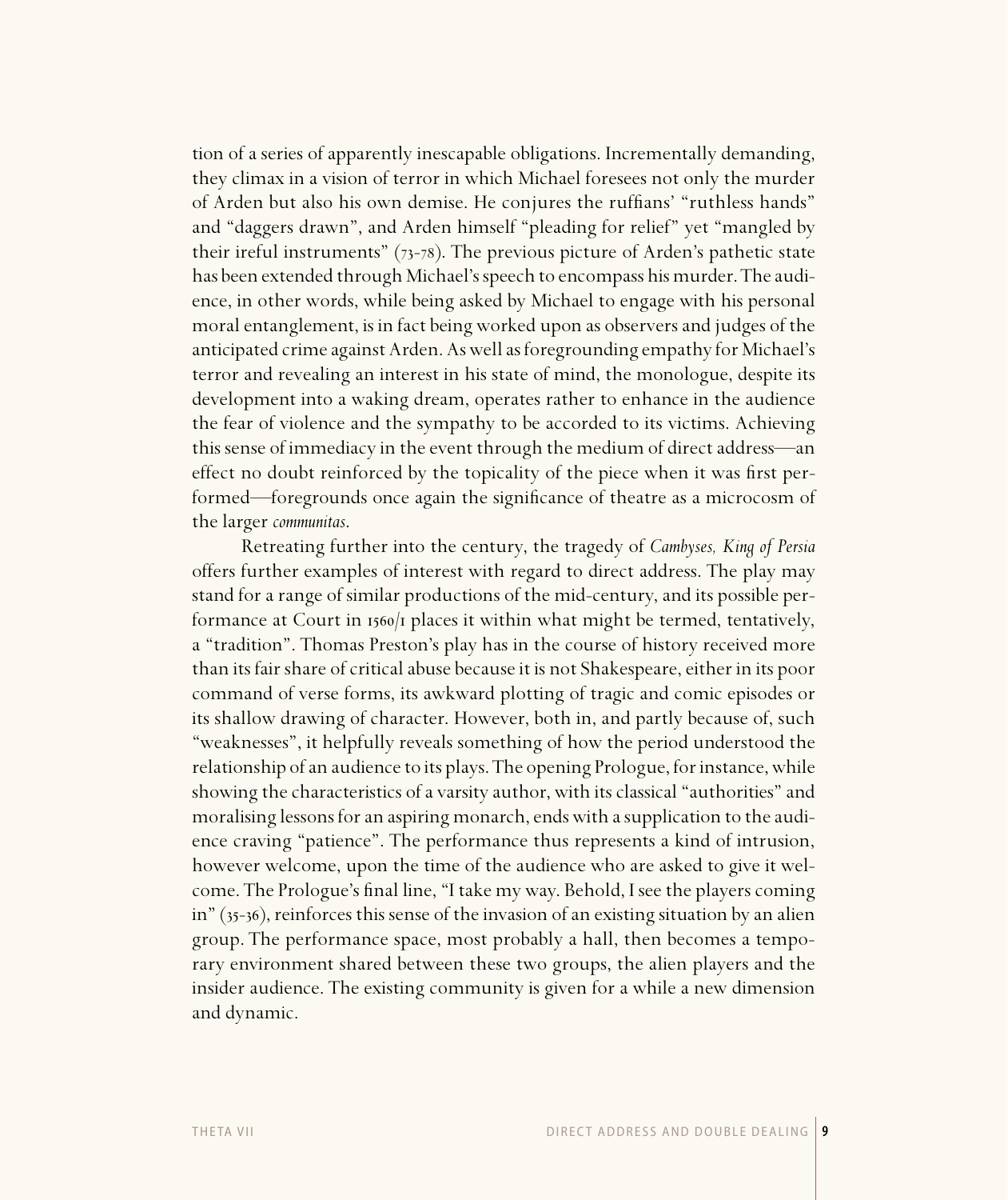tion of a series of apparently inescapable obligations. Incrementally demanding, they climax in a vision of terror in which Michael foresees not only the murder of Arden but also his own demise. He conjures the ruffians' "ruthless hands" and "daggers drawn", and Arden himself "pleading for relief" yet "mangled by their ireful instruments" (73-78). The previous picture of Arden's pathetic state has been extended through Michael's speech to encompass his murder. The audience, in other words, while being asked by Michael to engage with his personal moral entanglement, is in fact being worked upon as observers and judges of the anticipated crime against Arden. As well as foregrounding empathy for Michael's terror and revealing an interest in his state of mind, the monologue, despite its development into a waking dream, operates rather to enhance in the audience the fear of violence and the sympathy to be accorded to its victims. Achieving this sense of immediacy in the event through the medium of direct address—an effect no doubt reinforced by the topicality of the piece when it was first performed—foregrounds once again the significance of theatre as a microcosm of the larger *communitas*.

Retreating further into the century, the tragedy of *Cambyses, King of Persia* offers further examples of interest with regard to direct address. The play may stand for a range of similar productions of the mid-century, and its possible performance at Court in 1560/1 places it within what might be termed, tentatively, a "tradition". Thomas Preston's play has in the course of history received more than its fair share of critical abuse because it is not Shakespeare, either in its poor command of verse forms, its awkward plotting of tragic and comic episodes or its shallow drawing of character. However, both in, and partly because of, such "weaknesses", it helpfully reveals something of how the period understood the relationship of an audience to its plays. The opening Prologue, for instance, while showing the characteristics of a varsity author, with its classical "authorities" and moralising lessons for an aspiring monarch, ends with a supplication to the audience craving "patience". The performance thus represents a kind of intrusion, however welcome, upon the time of the audience who are asked to give it welcome. The Prologue's final line, "I take my way. Behold, I see the players coming in" (35-36), reinforces this sense of the invasion of an existing situation by an alien group. The performance space, most probably a hall, then becomes a temporary environment shared between these two groups, the alien players and the insider audience. The existing community is given for a while a new dimension and dynamic.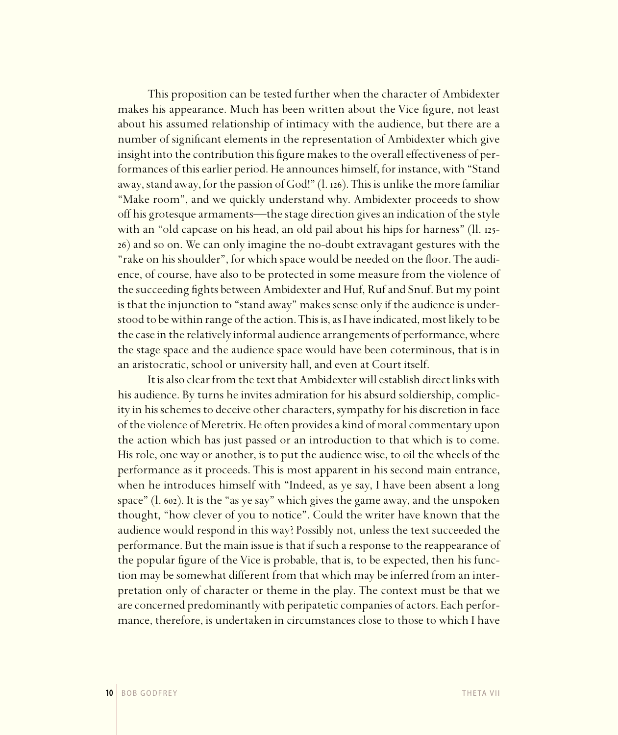This proposition can be tested further when the character of Ambidexter makes his appearance. Much has been written about the Vice figure, not least about his assumed relationship of intimacy with the audience, but there are a number of significant elements in the representation of Ambidexter which give insight into the contribution this figure makes to the overall effectiveness of performances of this earlier period. He announces himself, for instance, with "Stand away, stand away, for the passion of God!" (l. 126). This is unlike the more familiar "Make room", and we quickly understand why. Ambidexter proceeds to show off his grotesque armaments—the stage direction gives an indication of the style with an "old capcase on his head, an old pail about his hips for harness" (ll. 125-26) and so on. We can only imagine the no-doubt extravagant gestures with the "rake on his shoulder", for which space would be needed on the floor. The audience, of course, have also to be protected in some measure from the violence of the succeeding fights between Ambidexter and Huf, Ruf and Snuf. But my point is that the injunction to "stand away" makes sense only if the audience is understood to be within range of the action. This is, as I have indicated, most likely to be the case in the relatively informal audience arrangements of performance, where the stage space and the audience space would have been coterminous, that is in an aristocratic, school or university hall, and even at Court itself.

It is also clear from the text that Ambidexter will establish direct links with his audience. By turns he invites admiration for his absurd soldiership, complicity in his schemes to deceive other characters, sympathy for his discretion in face of the violence of Meretrix. He often provides a kind of moral commentary upon the action which has just passed or an introduction to that which is to come. His role, one way or another, is to put the audience wise, to oil the wheels of the performance as it proceeds. This is most apparent in his second main entrance, when he introduces himself with "Indeed, as ye say, I have been absent a long space" (l. 602). It is the "as ye say" which gives the game away, and the unspoken thought, "how clever of you to notice". Could the writer have known that the audience would respond in this way? Possibly not, unless the text succeeded the performance. But the main issue is that if such a response to the reappearance of the popular figure of the Vice is probable, that is, to be expected, then his function may be somewhat different from that which may be inferred from an interpretation only of character or theme in the play. The context must be that we are concerned predominantly with peripatetic companies of actors. Each performance, therefore, is undertaken in circumstances close to those to which I have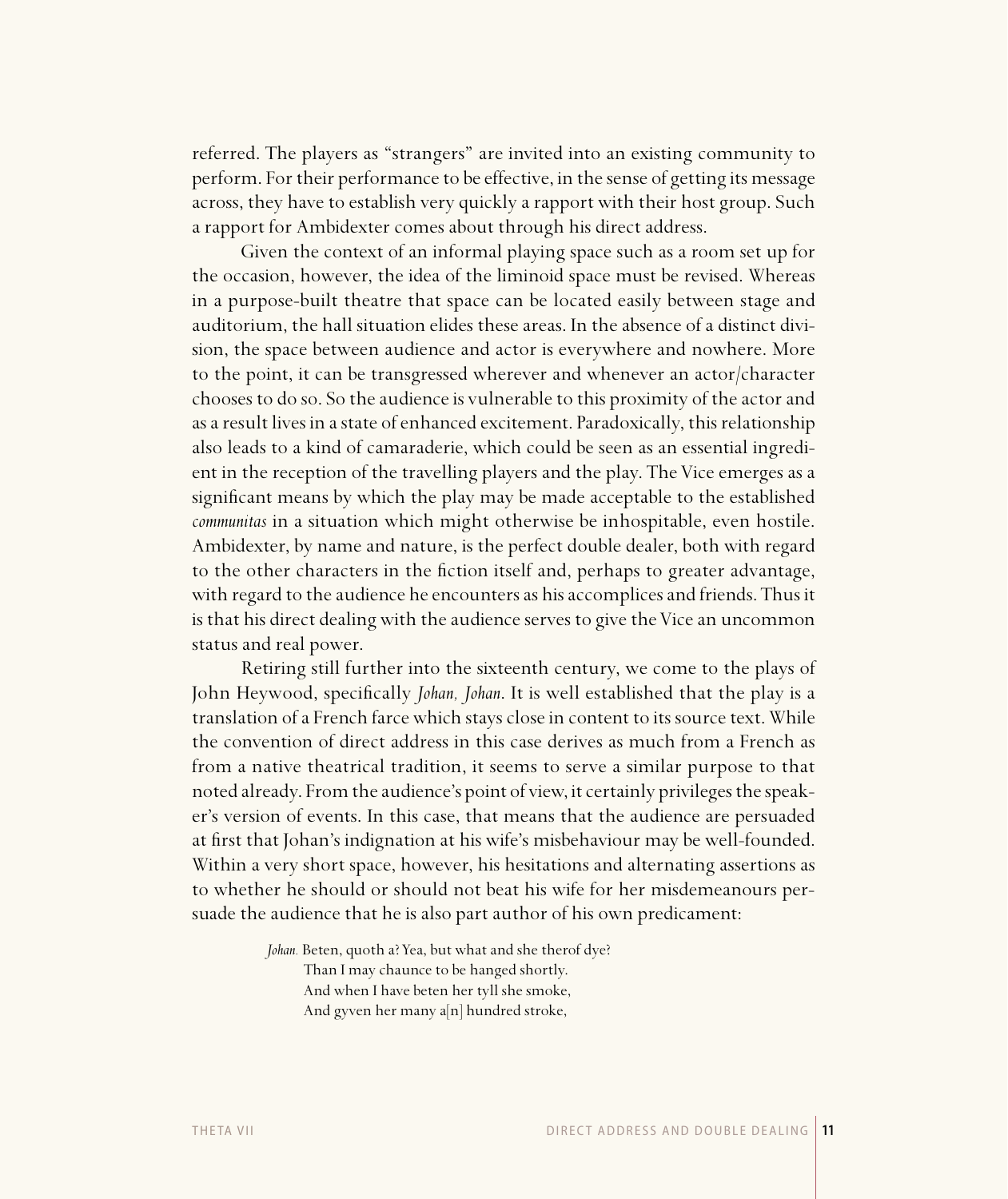referred. The players as "strangers" are invited into an existing community to perform. For their performance to be effective, in the sense of getting its message across, they have to establish very quickly a rapport with their host group. Such a rapport for Ambidexter comes about through his direct address.

Given the context of an informal playing space such as a room set up for the occasion, however, the idea of the liminoid space must be revised. Whereas in a purpose-built theatre that space can be located easily between stage and auditorium, the hall situation elides these areas. In the absence of a distinct division, the space between audience and actor is everywhere and nowhere. More to the point, it can be transgressed wherever and whenever an actor/character chooses to do so. So the audience is vulnerable to this proximity of the actor and as a result lives in a state of enhanced excitement. Paradoxically, this relationship also leads to a kind of camaraderie, which could be seen as an essential ingredient in the reception of the travelling players and the play. The Vice emerges as a significant means by which the play may be made acceptable to the established *communitas* in a situation which might otherwise be inhospitable, even hostile. Ambidexter, by name and nature, is the perfect double dealer, both with regard to the other characters in the fiction itself and, perhaps to greater advantage, with regard to the audience he encounters as his accomplices and friends. Thus it is that his direct dealing with the audience serves to give the Vice an uncommon status and real power.

Retiring still further into the sixteenth century, we come to the plays of John Heywood, specifically *Johan, Johan*. It is well established that the play is a translation of a French farce which stays close in content to its source text. While the convention of direct address in this case derives as much from a French as from a native theatrical tradition, it seems to serve a similar purpose to that noted already. From the audience's point of view, it certainly privileges the speaker's version of events. In this case, that means that the audience are persuaded at first that Johan's indignation at his wife's misbehaviour may be well-founded. Within a very short space, however, his hesitations and alternating assertions as to whether he should or should not beat his wife for her misdemeanours persuade the audience that he is also part author of his own predicament:

> *Johan.* Beten, quoth a? Yea, but what and she therof dye?
> Than I may chaunce to be hanged shortly.
> And when I have beten her tyll she smoke,
> And gyven her many a[n] hundred stroke,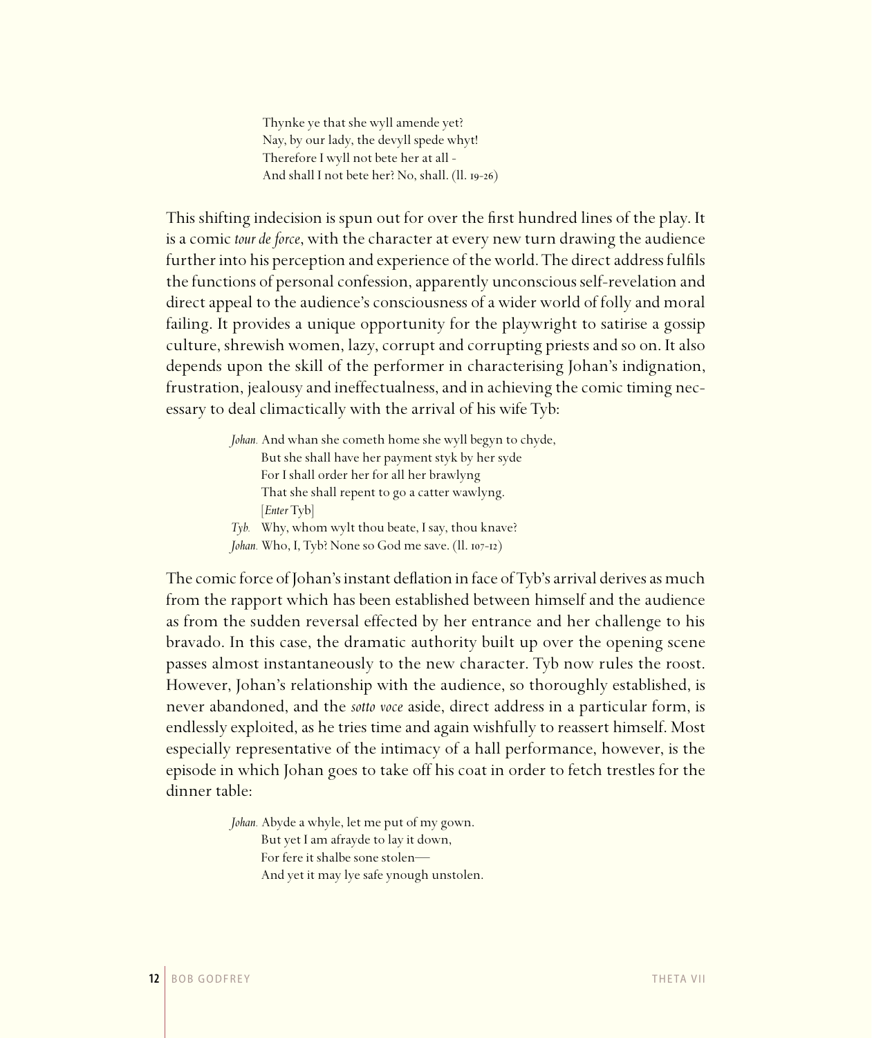> Thynke ye that she wyll amende yet?
> Nay, by our lady, the devyll spede whyt!
> Therefore I wyll not bete her at all -
> And shall I not bete her? No, shall. (ll. 19-26)

This shifting indecision is spun out for over the first hundred lines of the play. It is a comic *tour de force*, with the character at every new turn drawing the audience further into his perception and experience of the world. The direct address fulfils the functions of personal confession, apparently unconscious self-revelation and direct appeal to the audience's consciousness of a wider world of folly and moral failing. It provides a unique opportunity for the playwright to satirise a gossip culture, shrewish women, lazy, corrupt and corrupting priests and so on. It also depends upon the skill of the performer in characterising Johan's indignation, frustration, jealousy and ineffectualness, and in achieving the comic timing necessary to deal climactically with the arrival of his wife Tyb:

> *Johan.* And whan she cometh home she wyll begyn to chyde,
> But she shall have her payment styk by her syde
> For I shall order her for all her brawlyng
> That she shall repent to go a catter wawlyng.
> [*Enter* Tyb]
> *Tyb.* Why, whom wylt thou beate, I say, thou knave?
> *Johan.* Who, I, Tyb? None so God me save. (ll. 107-12)

The comic force of Johan's instant deflation in face of Tyb's arrival derives as much from the rapport which has been established between himself and the audience as from the sudden reversal effected by her entrance and her challenge to his bravado. In this case, the dramatic authority built up over the opening scene passes almost instantaneously to the new character. Tyb now rules the roost. However, Johan's relationship with the audience, so thoroughly established, is never abandoned, and the *sotto voce* aside, direct address in a particular form, is endlessly exploited, as he tries time and again wishfully to reassert himself. Most especially representative of the intimacy of a hall performance, however, is the episode in which Johan goes to take off his coat in order to fetch trestles for the dinner table:

> *Johan.* Abyde a whyle, let me put of my gown.
> But yet I am afrayde to lay it down,
> For fere it shalbe sone stolen—
> And yet it may lye safe ynough unstolen.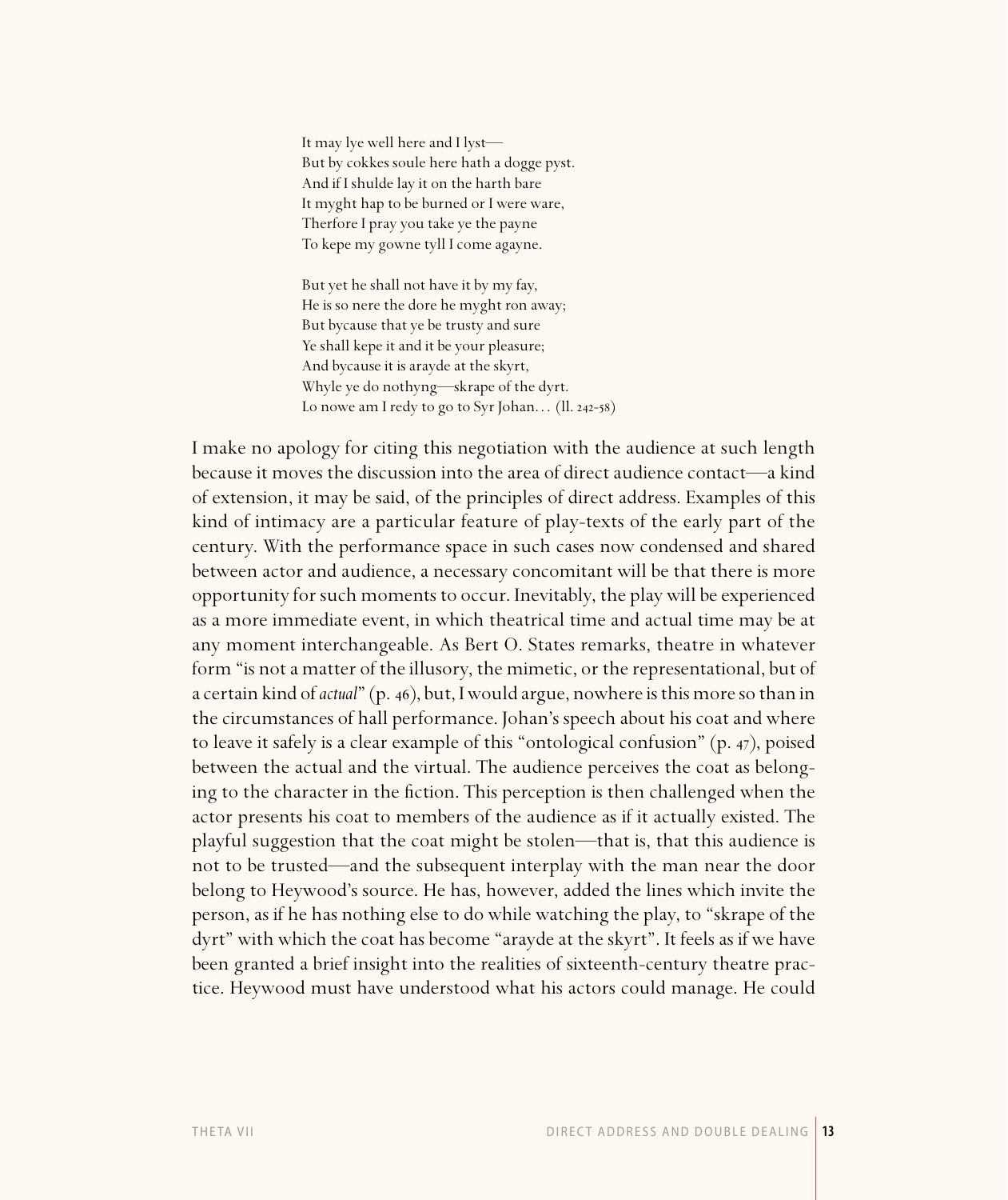> It may lye well here and I lyst—
> But by cokkes soule here hath a dogge pyst.
> And if I shulde lay it on the harth bare
> It myght hap to be burned or I were ware,
> Therfore I pray you take ye the payne
> To kepe my gowne tyll I come agayne.
>
> But yet he shall not have it by my fay,
> He is so nere the dore he myght ron away;
> But bycause that ye be trusty and sure
> Ye shall kepe it and it be your pleasure;
> And bycause it is arayde at the skyrt,
> Whyle ye do nothyng—skrape of the dyrt.
> Lo nowe am I redy to go to Syr Johan… (ll. 242-58)

I make no apology for citing this negotiation with the audience at such length because it moves the discussion into the area of direct audience contact—a kind of extension, it may be said, of the principles of direct address. Examples of this kind of intimacy are a particular feature of play-texts of the early part of the century. With the performance space in such cases now condensed and shared between actor and audience, a necessary concomitant will be that there is more opportunity for such moments to occur. Inevitably, the play will be experienced as a more immediate event, in which theatrical time and actual time may be at any moment interchangeable. As Bert O. States remarks, theatre in whatever form "is not a matter of the illusory, the mimetic, or the representational, but of a certain kind of *actual*" (p. 46), but, I would argue, nowhere is this more so than in the circumstances of hall performance. Johan's speech about his coat and where to leave it safely is a clear example of this "ontological confusion" (p. 47), poised between the actual and the virtual. The audience perceives the coat as belonging to the character in the fiction. This perception is then challenged when the actor presents his coat to members of the audience as if it actually existed. The playful suggestion that the coat might be stolen—that is, that this audience is not to be trusted—and the subsequent interplay with the man near the door belong to Heywood's source. He has, however, added the lines which invite the person, as if he has nothing else to do while watching the play, to "skrape of the dyrt" with which the coat has become "arayde at the skyrt". It feels as if we have been granted a brief insight into the realities of sixteenth-century theatre practice. Heywood must have understood what his actors could manage. He could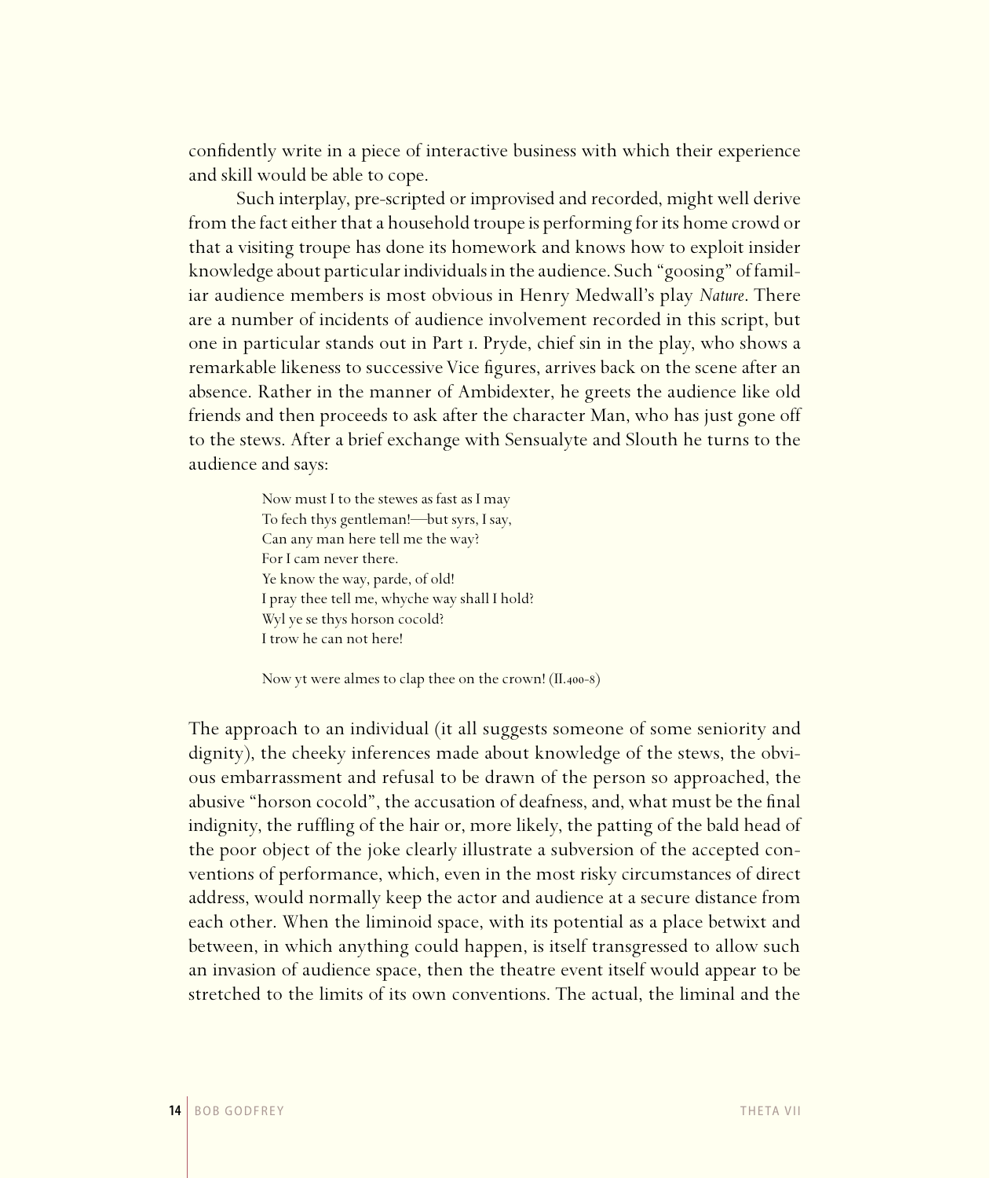confidently write in a piece of interactive business with which their experience and skill would be able to cope.

Such interplay, pre-scripted or improvised and recorded, might well derive from the fact either that a household troupe is performing for its home crowd or that a visiting troupe has done its homework and knows how to exploit insider knowledge about particular individuals in the audience. Such "goosing" of familiar audience members is most obvious in Henry Medwall's play *Nature*. There are a number of incidents of audience involvement recorded in this script, but one in particular stands out in Part 1. Pryde, chief sin in the play, who shows a remarkable likeness to successive Vice figures, arrives back on the scene after an absence. Rather in the manner of Ambidexter, he greets the audience like old friends and then proceeds to ask after the character Man, who has just gone off to the stews. After a brief exchange with Sensualyte and Slouth he turns to the audience and says:

> Now must I to the stewes as fast as I may  
> To fech thys gentleman!—but syrs, I say,  
> Can any man here tell me the way?  
> For I cam never there.  
> Ye know the way, parde, of old!  
> I pray thee tell me, whyche way shall I hold?  
> Wyl ye se thys horson cocold?  
> I trow he can not here!
>
> Now yt were almes to clap thee on the crown! (II.400-8)

The approach to an individual (it all suggests someone of some seniority and dignity), the cheeky inferences made about knowledge of the stews, the obvious embarrassment and refusal to be drawn of the person so approached, the abusive "horson cocold", the accusation of deafness, and, what must be the final indignity, the ruffling of the hair or, more likely, the patting of the bald head of the poor object of the joke clearly illustrate a subversion of the accepted conventions of performance, which, even in the most risky circumstances of direct address, would normally keep the actor and audience at a secure distance from each other. When the liminoid space, with its potential as a place betwixt and between, in which anything could happen, is itself transgressed to allow such an invasion of audience space, then the theatre event itself would appear to be stretched to the limits of its own conventions. The actual, the liminal and the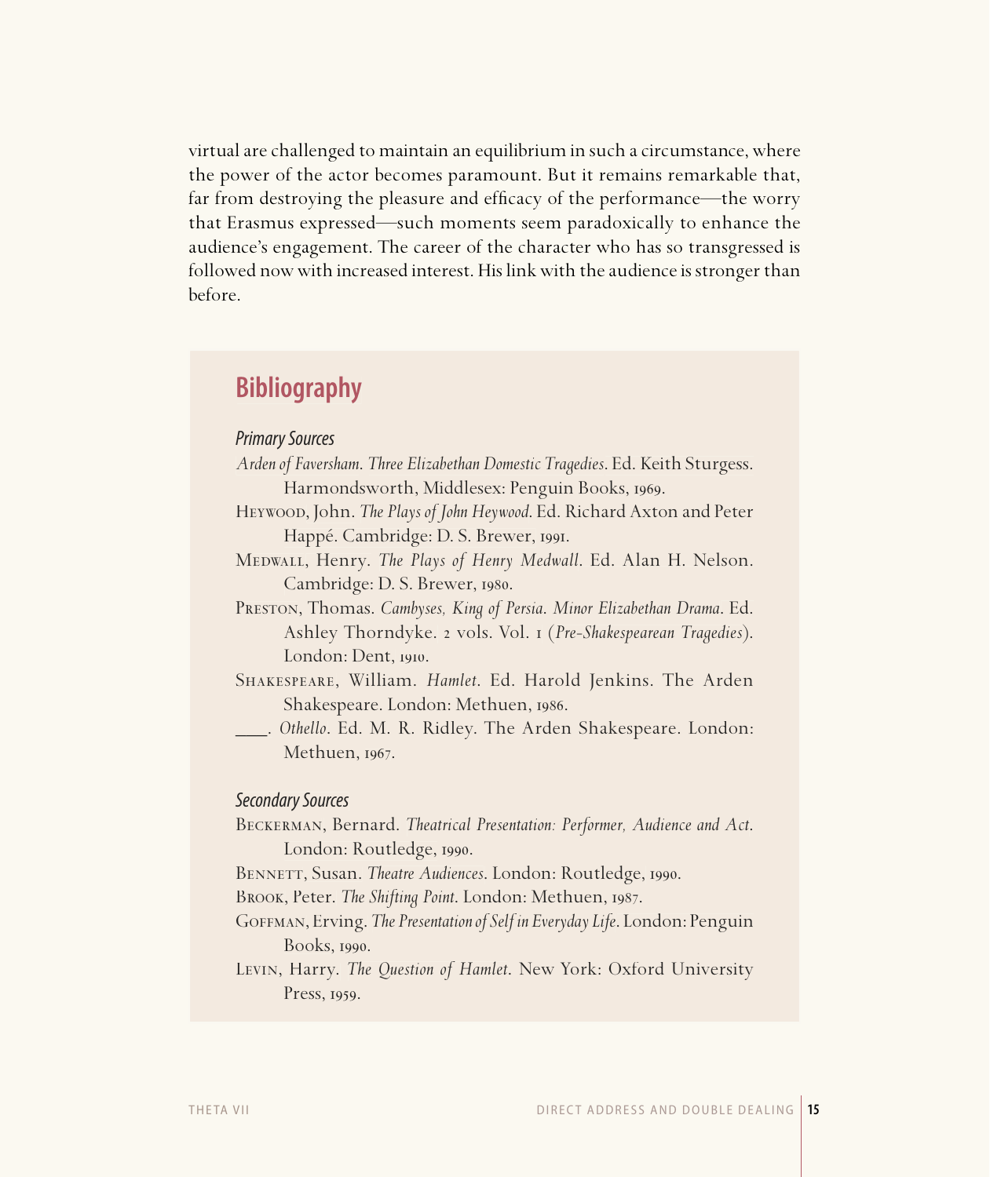virtual are challenged to maintain an equilibrium in such a circumstance, where the power of the actor becomes paramount. But it remains remarkable that, far from destroying the pleasure and efficacy of the performance—the worry that Erasmus expressed—such moments seem paradoxically to enhance the audience's engagement. The career of the character who has so transgressed is followed now with increased interest. His link with the audience is stronger than before.

## Bibliography

### *Primary Sources*

*Arden of Faversham. Three Elizabethan Domestic Tragedies*. Ed. Keith Sturgess. Harmondsworth, Middlesex: Penguin Books, 1969.

Heywood, John. *The Plays of John Heywood*. Ed. Richard Axton and Peter Happé. Cambridge: D. S. Brewer, 1991.

Medwall, Henry. *The Plays of Henry Medwall*. Ed. Alan H. Nelson. Cambridge: D. S. Brewer, 1980.

Preston, Thomas. *Cambyses, King of Persia*. *Minor Elizabethan Drama*. Ed. Ashley Thorndyke. 2 vols. Vol. 1 (*Pre-Shakespearean Tragedies*). London: Dent, 1910.

Shakespeare, William. *Hamlet*. Ed. Harold Jenkins. The Arden Shakespeare. London: Methuen, 1986.

___. *Othello*. Ed. M. R. Ridley. The Arden Shakespeare. London: Methuen, 1967.

### *Secondary Sources*

Beckerman, Bernard. *Theatrical Presentation: Performer, Audience and Act*. London: Routledge, 1990.

Bennett, Susan. *Theatre Audiences*. London: Routledge, 1990.

Brook, Peter. *The Shifting Point*. London: Methuen, 1987.

Goffman, Erving. *The Presentation of Self in Everyday Life*. London: Penguin Books, 1990.

Levin, Harry. *The Question of Hamlet*. New York: Oxford University Press, 1959.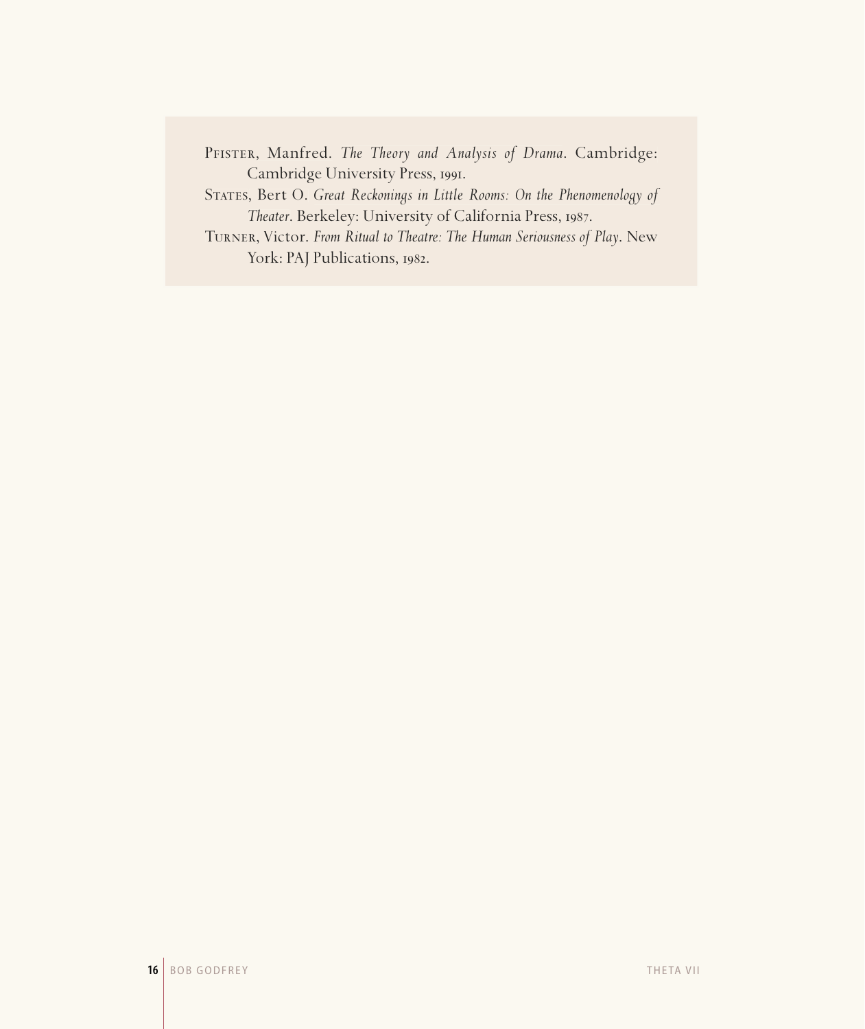Pfister, Manfred. *The Theory and Analysis of Drama*. Cambridge: Cambridge University Press, 1991.

States, Bert O. *Great Reckonings in Little Rooms: On the Phenomenology of Theater*. Berkeley: University of California Press, 1987.

Turner, Victor. *From Ritual to Theatre: The Human Seriousness of Play*. New York: PAJ Publications, 1982.